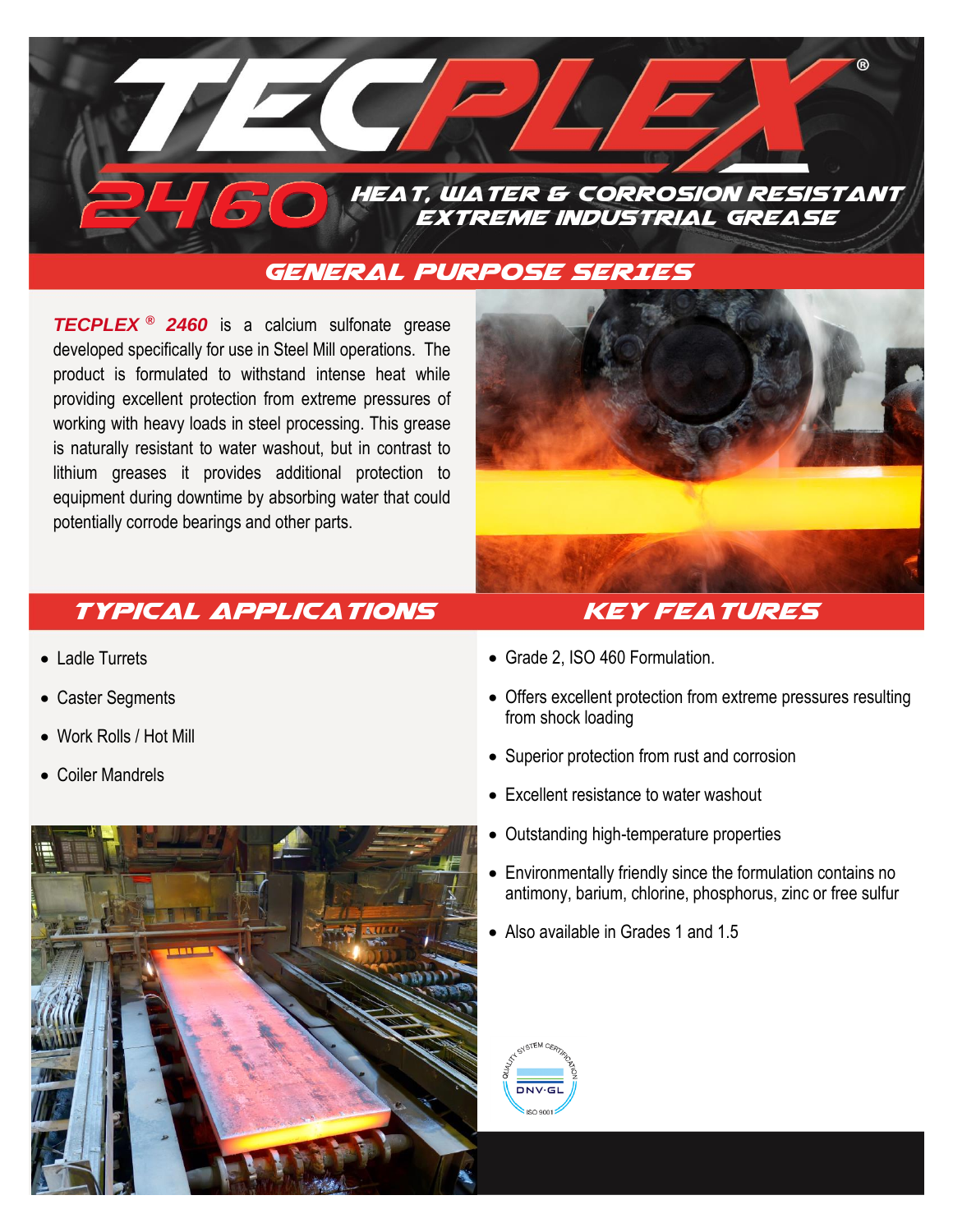# TECPLEX®

## 2460 HEAT, WATER & CORROSION RESISTANT EXTREME INDUSTRIAL GREASE

## GENERAL PURPOSE SERIES

***TECPLEX® 2460*** is a calcium sulfonate grease developed specifically for use in Steel Mill operations. The product is formulated to withstand intense heat while providing excellent protection from extreme pressures of working with heavy loads in steel processing. This grease is naturally resistant to water washout, but in contrast to lithium greases it provides additional protection to equipment during downtime by absorbing water that could potentially corrode bearings and other parts.

## TYPICAL APPLICATIONS

- Ladle Turrets
- Caster Segments
- Work Rolls / Hot Mill
- Coiler Mandrels

## KEY FEATURES

- Grade 2, ISO 460 Formulation.
- Offers excellent protection from extreme pressures resulting from shock loading
- Superior protection from rust and corrosion
- Excellent resistance to water washout
- Outstanding high-temperature properties
- Environmentally friendly since the formulation contains no antimony, barium, chlorine, phosphorus, zinc or free sulfur
- Also available in Grades 1 and 1.5

QUALITY SYSTEM CERTIFICATION DNV·GL ISO 9001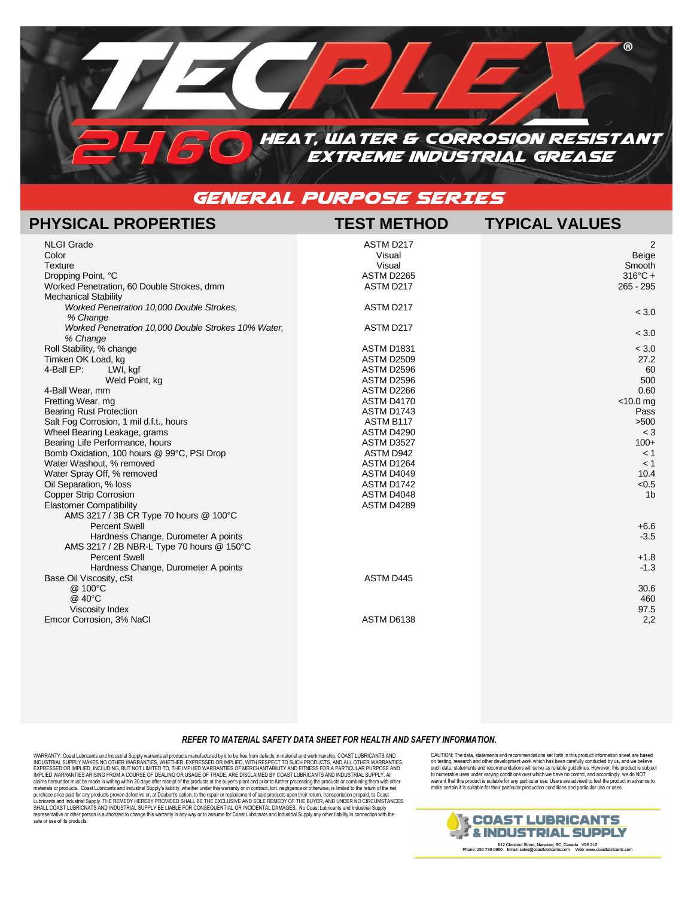# TECPLEX® 2460

## HEAT, WATER & CORROSION RESISTANT EXTREME INDUSTRIAL GREASE

## GENERAL PURPOSE SERIES

| PHYSICAL PROPERTIES | TEST METHOD | TYPICAL VALUES |
|---|---|---|
| NLGI Grade | ASTM D217 | 2 |
| Color | Visual | Beige |
| Texture | Visual | Smooth |
| Dropping Point, °C | ASTM D2265 | 316°C + |
| Worked Penetration, 60 Double Strokes, dmm | ASTM D217 | 265 - 295 |
| Mechanical Stability | | |
| *Worked Penetration 10,000 Double Strokes, % Change* | ASTM D217 | < 3.0 |
| *Worked Penetration 10,000 Double Strokes 10% Water, % Change* | ASTM D217 | < 3.0 |
| Roll Stability, % change | ASTM D1831 | < 3.0 |
| Timken OK Load, kg | ASTM D2509 | 27.2 |
| 4-Ball EP: LWI, kgf | ASTM D2596 | 60 |
| Weld Point, kg | ASTM D2596 | 500 |
| 4-Ball Wear, mm | ASTM D2266 | 0.60 |
| Fretting Wear, mg | ASTM D4170 | <10.0 mg |
| Bearing Rust Protection | ASTM D1743 | Pass |
| Salt Fog Corrosion, 1 mil d.f.t., hours | ASTM B117 | >500 |
| Wheel Bearing Leakage, grams | ASTM D4290 | < 3 |
| Bearing Life Performance, hours | ASTM D3527 | 100+ |
| Bomb Oxidation, 100 hours @ 99°C, PSI Drop | ASTM D942 | < 1 |
| Water Washout, % removed | ASTM D1264 | < 1 |
| Water Spray Off, % removed | ASTM D4049 | 10.4 |
| Oil Separation, % loss | ASTM D1742 | <0.5 |
| Copper Strip Corrosion | ASTM D4048 | 1b |
| Elastomer Compatibility | ASTM D4289 | |
| AMS 3217 / 3B CR Type 70 hours @ 100°C | | |
| Percent Swell | | +6.6 |
| Hardness Change, Durometer A points | | -3.5 |
| AMS 3217 / 2B NBR-L Type 70 hours @ 150°C | | |
| Percent Swell | | +1.8 |
| Hardness Change, Durometer A points | | -1.3 |
| Base Oil Viscosity, cSt | ASTM D445 | |
| @ 100°C | | 30.6 |
| @ 40°C | | 460 |
| Viscosity Index | | 97.5 |
| Emcor Corrosion, 3% NaCl | ASTM D6138 | 2,2 |

***REFER TO MATERIAL SAFETY DATA SHEET FOR HEALTH AND SAFETY INFORMATION.***

WARRANTY: Coast Lubricants and Industrial Supply warrants all products manufactured by it to be free from defects in material and workmanship. COAST LUBRICANTS AND INDUSTRIAL SUPPLY MAKES NO OTHER WARRANTIES, WHETHER, EXPRESSED OR IMPLIED, WITH RESPECT TO SUCH PRODUCTS, AND ALL OTHER WARRANTIES, EXPRESSED OR IMPLIED, INCLUDING, BUT NOT LIMITED TO, THE IMPLIED WARRANTIES OF MERCHANTABILITY AND FITNESS FOR A PARTICULAR PURPOSE AND IMPLIED WARRANTIES ARISING FROM A COURSE OF DEALING OR USAGE OF TRADE, ARE DISCLAIMED BY COAST LUBRICANTS AND INDUSTRIAL SUPPLY. All claims hereunder must be made in writing within 30 days after receipt of the products at the buyer's plant and prior to further processing the products or combining them with other materials or products. Coast Lubricants and Industrial Supply's liability, whether under this warranty or in contract, tort, negligence or otherwise, is limited to the return of the net purchase price paid for any products proven defective or, at Daubert's option, to the repair or replacement of said products upon their return, transportation prepaid, to Coast Lubricants and Industrial Supply. THE REMEDY HEREBY PROVIDED SHALL BE THE EXCLUSIVE AND SOLE REMEDY OF THE BUYER, AND UNDER NO CIRCUMSTANCES SHALL COAST LUBRICNATS AND INDUSTRIAL SUPPLY BE LIABLE FOR CONSEQUENTIAL OR INCIDENTAL DAMAGES. No Coast Lubricants and Industrial Supply representative or other person is authorized to change this warranty in any way or to assume for Coast Lubricnats and Industrial Supply any other liability in connection with the sale or use of its products.

CAUTION: The data, statements and recommendations set forth in this product information sheet are based on testing, research and other development work which has been carefully conducted by us, and we believe such data, statements and recommendations will serve as reliable guidelines. However, this product is subject to numerable uses under varying conditions over which we have no control, and accordingly, we do NOT warrant that this product is suitable for any particular use. Users are advised to test the product in advance to make certain it is suitable for their particular production conditions and particular use or uses.

**COAST LUBRICANTS & INDUSTRIAL SUPPLY**

612 Chestnut Street, Nanaimo, BC, Canada V9S 2L2
Phone: 250-739-0960 Email: sales@coastlubricants.com Web: www.coastlubricants.com